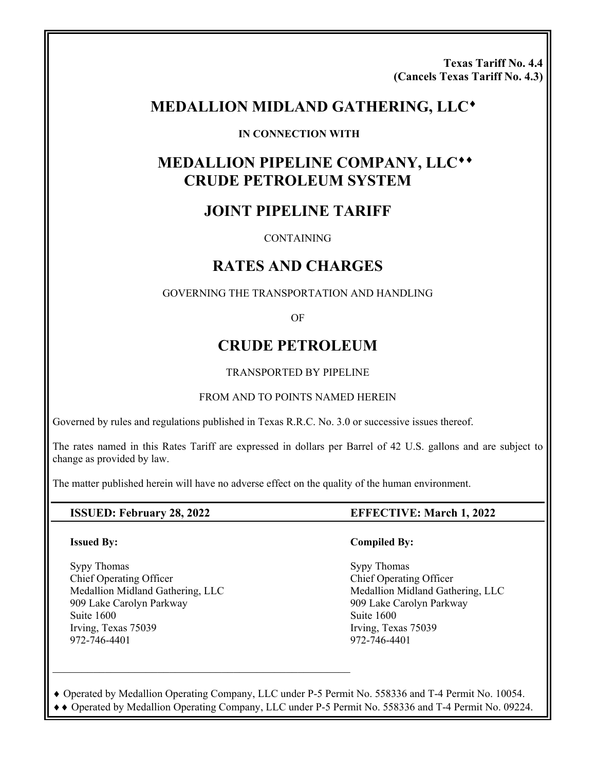**Texas Tariff No. 4.4**
**(Cancels Texas Tariff No. 4.3)**

# MEDALLION MIDLAND GATHERING, LLC♦

**IN CONNECTION WITH**

# MEDALLION PIPELINE COMPANY, LLC♦♦ CRUDE PETROLEUM SYSTEM

## JOINT PIPELINE TARIFF

CONTAINING

## RATES AND CHARGES

GOVERNING THE TRANSPORTATION AND HANDLING

OF

## CRUDE PETROLEUM

TRANSPORTED BY PIPELINE

FROM AND TO POINTS NAMED HEREIN

Governed by rules and regulations published in Texas R.R.C. No. 3.0 or successive issues thereof.

The rates named in this Rates Tariff are expressed in dollars per Barrel of 42 U.S. gallons and are subject to change as provided by law.

The matter published herein will have no adverse effect on the quality of the human environment.

**ISSUED: February 28, 2022** | **EFFECTIVE: March 1, 2022**

**Issued By:**

Sypy Thomas
Chief Operating Officer
Medallion Midland Gathering, LLC
909 Lake Carolyn Parkway
Suite 1600
Irving, Texas 75039
972-746-4401

**Compiled By:**

Sypy Thomas
Chief Operating Officer
Medallion Midland Gathering, LLC
909 Lake Carolyn Parkway
Suite 1600
Irving, Texas 75039
972-746-4401

---

♦ Operated by Medallion Operating Company, LLC under P-5 Permit No. 558336 and T-4 Permit No. 10054.

♦♦ Operated by Medallion Operating Company, LLC under P-5 Permit No. 558336 and T-4 Permit No. 09224.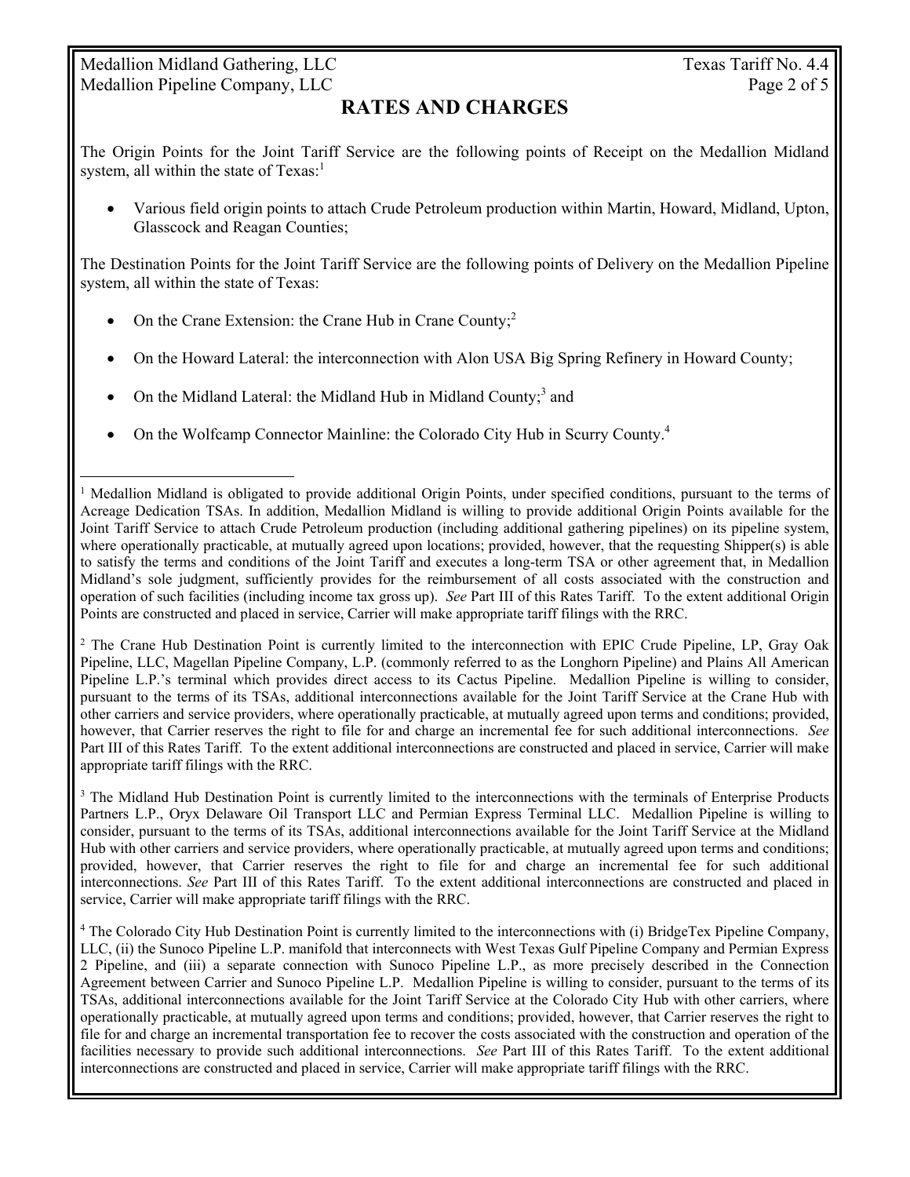## RATES AND CHARGES

The Origin Points for the Joint Tariff Service are the following points of Receipt on the Medallion Midland system, all within the state of Texas:[1]

- Various field origin points to attach Crude Petroleum production within Martin, Howard, Midland, Upton, Glasscock and Reagan Counties;

The Destination Points for the Joint Tariff Service are the following points of Delivery on the Medallion Pipeline system, all within the state of Texas:

- On the Crane Extension: the Crane Hub in Crane County;[2]
- On the Howard Lateral: the interconnection with Alon USA Big Spring Refinery in Howard County;
- On the Midland Lateral: the Midland Hub in Midland County;[3] and
- On the Wolfcamp Connector Mainline: the Colorado City Hub in Scurry County.[4]

---

[1] Medallion Midland is obligated to provide additional Origin Points, under specified conditions, pursuant to the terms of Acreage Dedication TSAs. In addition, Medallion Midland is willing to provide additional Origin Points available for the Joint Tariff Service to attach Crude Petroleum production (including additional gathering pipelines) on its pipeline system, where operationally practicable, at mutually agreed upon locations; provided, however, that the requesting Shipper(s) is able to satisfy the terms and conditions of the Joint Tariff and executes a long-term TSA or other agreement that, in Medallion Midland's sole judgment, sufficiently provides for the reimbursement of all costs associated with the construction and operation of such facilities (including income tax gross up). *See* Part III of this Rates Tariff. To the extent additional Origin Points are constructed and placed in service, Carrier will make appropriate tariff filings with the RRC.

[2] The Crane Hub Destination Point is currently limited to the interconnection with EPIC Crude Pipeline, LP, Gray Oak Pipeline, LLC, Magellan Pipeline Company, L.P. (commonly referred to as the Longhorn Pipeline) and Plains All American Pipeline L.P.'s terminal which provides direct access to its Cactus Pipeline. Medallion Pipeline is willing to consider, pursuant to the terms of its TSAs, additional interconnections available for the Joint Tariff Service at the Crane Hub with other carriers and service providers, where operationally practicable, at mutually agreed upon terms and conditions; provided, however, that Carrier reserves the right to file for and charge an incremental fee for such additional interconnections. *See* Part III of this Rates Tariff. To the extent additional interconnections are constructed and placed in service, Carrier will make appropriate tariff filings with the RRC.

[3] The Midland Hub Destination Point is currently limited to the interconnections with the terminals of Enterprise Products Partners L.P., Oryx Delaware Oil Transport LLC and Permian Express Terminal LLC. Medallion Pipeline is willing to consider, pursuant to the terms of its TSAs, additional interconnections available for the Joint Tariff Service at the Midland Hub with other carriers and service providers, where operationally practicable, at mutually agreed upon terms and conditions; provided, however, that Carrier reserves the right to file for and charge an incremental fee for such additional interconnections. *See* Part III of this Rates Tariff. To the extent additional interconnections are constructed and placed in service, Carrier will make appropriate tariff filings with the RRC.

[4] The Colorado City Hub Destination Point is currently limited to the interconnections with (i) BridgeTex Pipeline Company, LLC, (ii) the Sunoco Pipeline L.P. manifold that interconnects with West Texas Gulf Pipeline Company and Permian Express 2 Pipeline, and (iii) a separate connection with Sunoco Pipeline L.P., as more precisely described in the Connection Agreement between Carrier and Sunoco Pipeline L.P. Medallion Pipeline is willing to consider, pursuant to the terms of its TSAs, additional interconnections available for the Joint Tariff Service at the Colorado City Hub with other carriers, where operationally practicable, at mutually agreed upon terms and conditions; provided, however, that Carrier reserves the right to file for and charge an incremental transportation fee to recover the costs associated with the construction and operation of the facilities necessary to provide such additional interconnections. *See* Part III of this Rates Tariff. To the extent additional interconnections are constructed and placed in service, Carrier will make appropriate tariff filings with the RRC.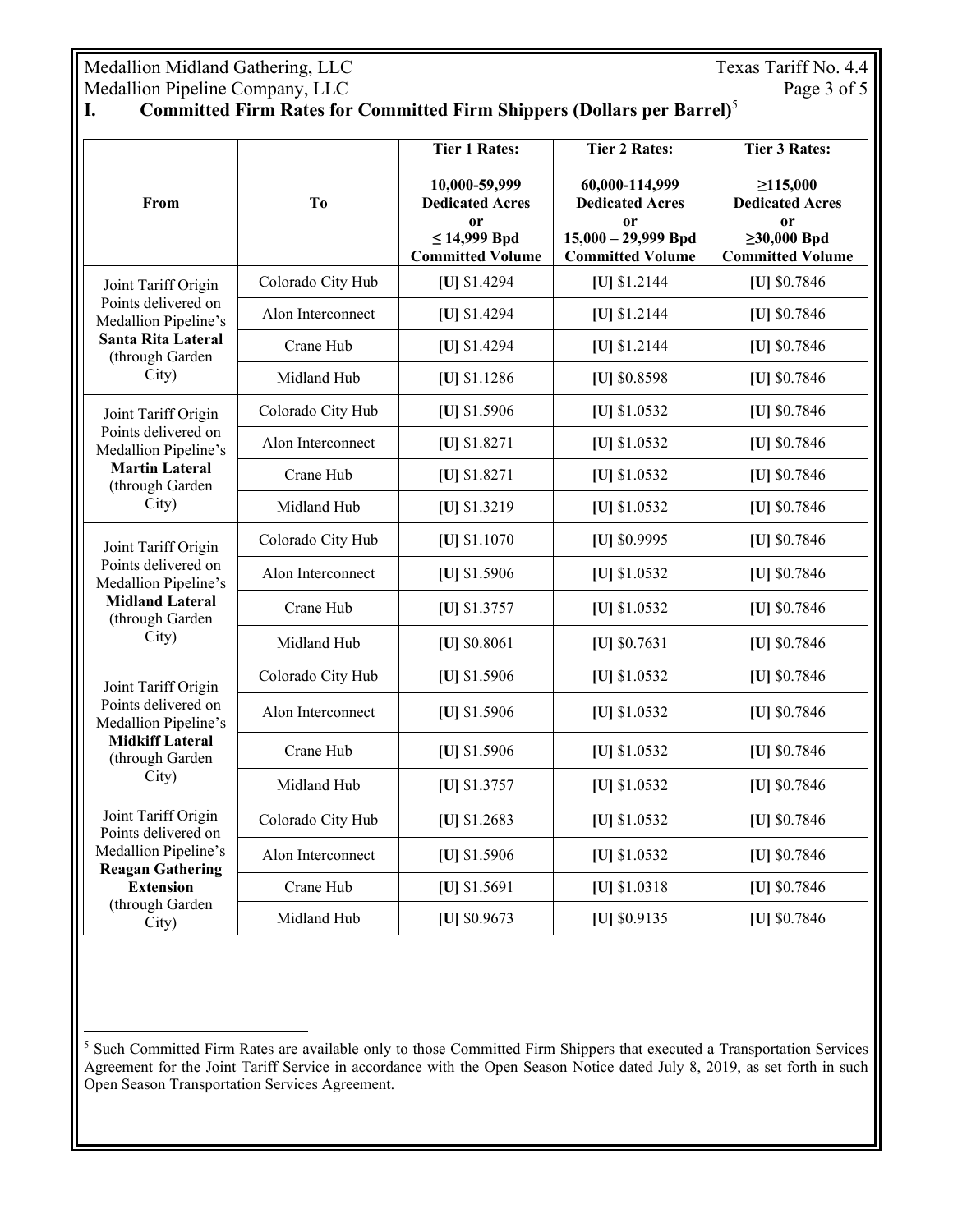## I. Committed Firm Rates for Committed Firm Shippers (Dollars per Barrel)[5]

| From | To | Tier 1 Rates: 10,000-59,999 Dedicated Acres or ≤ 14,999 Bpd Committed Volume | Tier 2 Rates: 60,000-114,999 Dedicated Acres or 15,000 – 29,999 Bpd Committed Volume | Tier 3 Rates: ≥115,000 Dedicated Acres or ≥30,000 Bpd Committed Volume |
|---|---|---|---|---|
| Joint Tariff Origin Points delivered on Medallion Pipeline's **Santa Rita Lateral** (through Garden City) | Colorado City Hub | **[U]** $1.4294 | **[U]** $1.2144 | **[U]** $0.7846 |
| | Alon Interconnect | **[U]** $1.4294 | **[U]** $1.2144 | **[U]** $0.7846 |
| | Crane Hub | **[U]** $1.4294 | **[U]** $1.2144 | **[U]** $0.7846 |
| | Midland Hub | **[U]** $1.1286 | **[U]** $0.8598 | **[U]** $0.7846 |
| Joint Tariff Origin Points delivered on Medallion Pipeline's **Martin Lateral** (through Garden City) | Colorado City Hub | **[U]** $1.5906 | **[U]** $1.0532 | **[U]** $0.7846 |
| | Alon Interconnect | **[U]** $1.8271 | **[U]** $1.0532 | **[U]** $0.7846 |
| | Crane Hub | **[U]** $1.8271 | **[U]** $1.0532 | **[U]** $0.7846 |
| | Midland Hub | **[U]** $1.3219 | **[U]** $1.0532 | **[U]** $0.7846 |
| Joint Tariff Origin Points delivered on Medallion Pipeline's **Midland Lateral** (through Garden City) | Colorado City Hub | **[U]** $1.1070 | **[U]** $0.9995 | **[U]** $0.7846 |
| | Alon Interconnect | **[U]** $1.5906 | **[U]** $1.0532 | **[U]** $0.7846 |
| | Crane Hub | **[U]** $1.3757 | **[U]** $1.0532 | **[U]** $0.7846 |
| | Midland Hub | **[U]** $0.8061 | **[U]** $0.7631 | **[U]** $0.7846 |
| Joint Tariff Origin Points delivered on Medallion Pipeline's **Midkiff Lateral** (through Garden City) | Colorado City Hub | **[U]** $1.5906 | **[U]** $1.0532 | **[U]** $0.7846 |
| | Alon Interconnect | **[U]** $1.5906 | **[U]** $1.0532 | **[U]** $0.7846 |
| | Crane Hub | **[U]** $1.5906 | **[U]** $1.0532 | **[U]** $0.7846 |
| | Midland Hub | **[U]** $1.3757 | **[U]** $1.0532 | **[U]** $0.7846 |
| Joint Tariff Origin Points delivered on Medallion Pipeline's **Reagan Gathering Extension** (through Garden City) | Colorado City Hub | **[U]** $1.2683 | **[U]** $1.0532 | **[U]** $0.7846 |
| | Alon Interconnect | **[U]** $1.5906 | **[U]** $1.0532 | **[U]** $0.7846 |
| | Crane Hub | **[U]** $1.5691 | **[U]** $1.0318 | **[U]** $0.7846 |
| | Midland Hub | **[U]** $0.9673 | **[U]** $0.9135 | **[U]** $0.7846 |

[5] Such Committed Firm Rates are available only to those Committed Firm Shippers that executed a Transportation Services Agreement for the Joint Tariff Service in accordance with the Open Season Notice dated July 8, 2019, as set forth in such Open Season Transportation Services Agreement.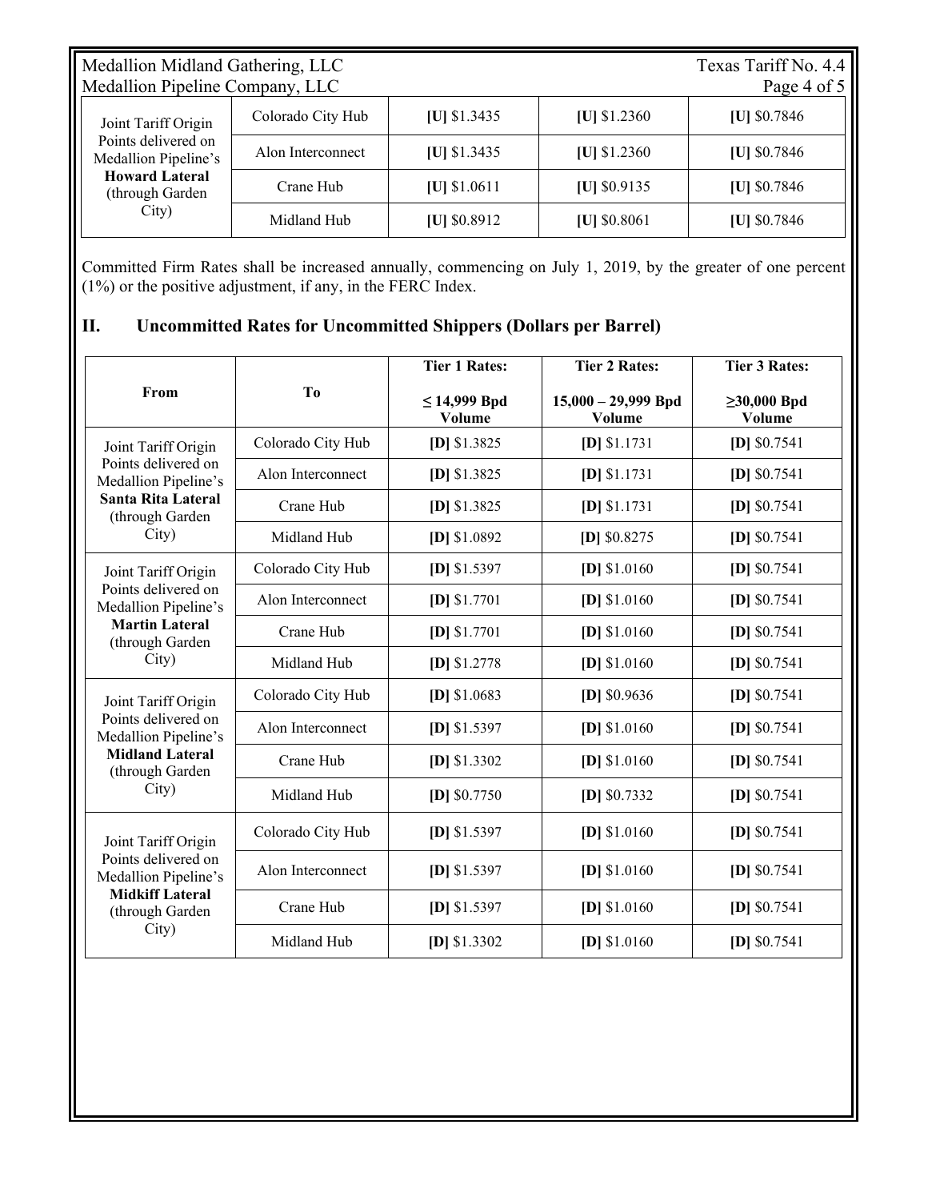| | | | | |
|---|---|---|---|---|
| Joint Tariff Origin Points delivered on Medallion Pipeline's **Howard Lateral** (through Garden City) | Colorado City Hub | **[U]** $1.3435 | **[U]** $1.2360 | **[U]** $0.7846 |
| | Alon Interconnect | **[U]** $1.3435 | **[U]** $1.2360 | **[U]** $0.7846 |
| | Crane Hub | **[U]** $1.0611 | **[U]** $0.9135 | **[U]** $0.7846 |
| | Midland Hub | **[U]** $0.8912 | **[U]** $0.8061 | **[U]** $0.7846 |

Committed Firm Rates shall be increased annually, commencing on July 1, 2019, by the greater of one percent (1%) or the positive adjustment, if any, in the FERC Index.

## II. Uncommitted Rates for Uncommitted Shippers (Dollars per Barrel)

| From | To | Tier 1 Rates: ≤ 14,999 Bpd Volume | Tier 2 Rates: 15,000 – 29,999 Bpd Volume | Tier 3 Rates: ≥30,000 Bpd Volume |
|---|---|---|---|---|
| Joint Tariff Origin Points delivered on Medallion Pipeline's **Santa Rita Lateral** (through Garden City) | Colorado City Hub | **[D]** $1.3825 | **[D]** $1.1731 | **[D]** $0.7541 |
| | Alon Interconnect | **[D]** $1.3825 | **[D]** $1.1731 | **[D]** $0.7541 |
| | Crane Hub | **[D]** $1.3825 | **[D]** $1.1731 | **[D]** $0.7541 |
| | Midland Hub | **[D]** $1.0892 | **[D]** $0.8275 | **[D]** $0.7541 |
| Joint Tariff Origin Points delivered on Medallion Pipeline's **Martin Lateral** (through Garden City) | Colorado City Hub | **[D]** $1.5397 | **[D]** $1.0160 | **[D]** $0.7541 |
| | Alon Interconnect | **[D]** $1.7701 | **[D]** $1.0160 | **[D]** $0.7541 |
| | Crane Hub | **[D]** $1.7701 | **[D]** $1.0160 | **[D]** $0.7541 |
| | Midland Hub | **[D]** $1.2778 | **[D]** $1.0160 | **[D]** $0.7541 |
| Joint Tariff Origin Points delivered on Medallion Pipeline's **Midland Lateral** (through Garden City) | Colorado City Hub | **[D]** $1.0683 | **[D]** $0.9636 | **[D]** $0.7541 |
| | Alon Interconnect | **[D]** $1.5397 | **[D]** $1.0160 | **[D]** $0.7541 |
| | Crane Hub | **[D]** $1.3302 | **[D]** $1.0160 | **[D]** $0.7541 |
| | Midland Hub | **[D]** $0.7750 | **[D]** $0.7332 | **[D]** $0.7541 |
| Joint Tariff Origin Points delivered on Medallion Pipeline's **Midkiff Lateral** (through Garden City) | Colorado City Hub | **[D]** $1.5397 | **[D]** $1.0160 | **[D]** $0.7541 |
| | Alon Interconnect | **[D]** $1.5397 | **[D]** $1.0160 | **[D]** $0.7541 |
| | Crane Hub | **[D]** $1.5397 | **[D]** $1.0160 | **[D]** $0.7541 |
| | Midland Hub | **[D]** $1.3302 | **[D]** $1.0160 | **[D]** $0.7541 |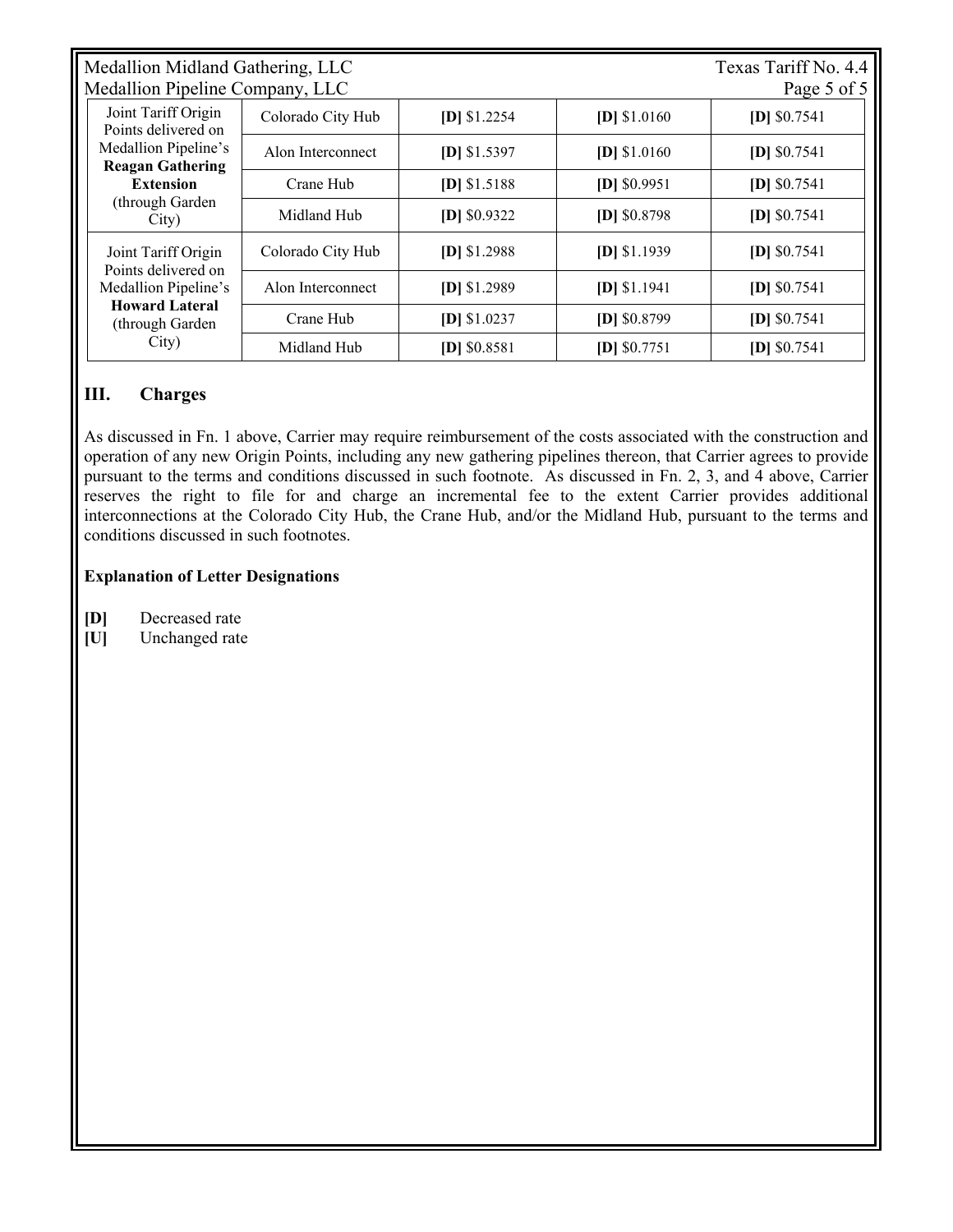| | | | | |
|---|---|---|---|---|
| Joint Tariff Origin Points delivered on Medallion Pipeline's **Reagan Gathering Extension** (through Garden City) | Colorado City Hub | **[D]** $1.2254 | **[D]** $1.0160 | **[D]** $0.7541 |
| | Alon Interconnect | **[D]** $1.5397 | **[D]** $1.0160 | **[D]** $0.7541 |
| | Crane Hub | **[D]** $1.5188 | **[D]** $0.9951 | **[D]** $0.7541 |
| | Midland Hub | **[D]** $0.9322 | **[D]** $0.8798 | **[D]** $0.7541 |
| Joint Tariff Origin Points delivered on Medallion Pipeline's **Howard Lateral** (through Garden City) | Colorado City Hub | **[D]** $1.2988 | **[D]** $1.1939 | **[D]** $0.7541 |
| | Alon Interconnect | **[D]** $1.2989 | **[D]** $1.1941 | **[D]** $0.7541 |
| | Crane Hub | **[D]** $1.0237 | **[D]** $0.8799 | **[D]** $0.7541 |
| | Midland Hub | **[D]** $0.8581 | **[D]** $0.7751 | **[D]** $0.7541 |

## III. Charges

As discussed in Fn. 1 above, Carrier may require reimbursement of the costs associated with the construction and operation of any new Origin Points, including any new gathering pipelines thereon, that Carrier agrees to provide pursuant to the terms and conditions discussed in such footnote. As discussed in Fn. 2, 3, and 4 above, Carrier reserves the right to file for and charge an incremental fee to the extent Carrier provides additional interconnections at the Colorado City Hub, the Crane Hub, and/or the Midland Hub, pursuant to the terms and conditions discussed in such footnotes.

**Explanation of Letter Designations**

**[D]** Decreased rate
**[U]** Unchanged rate